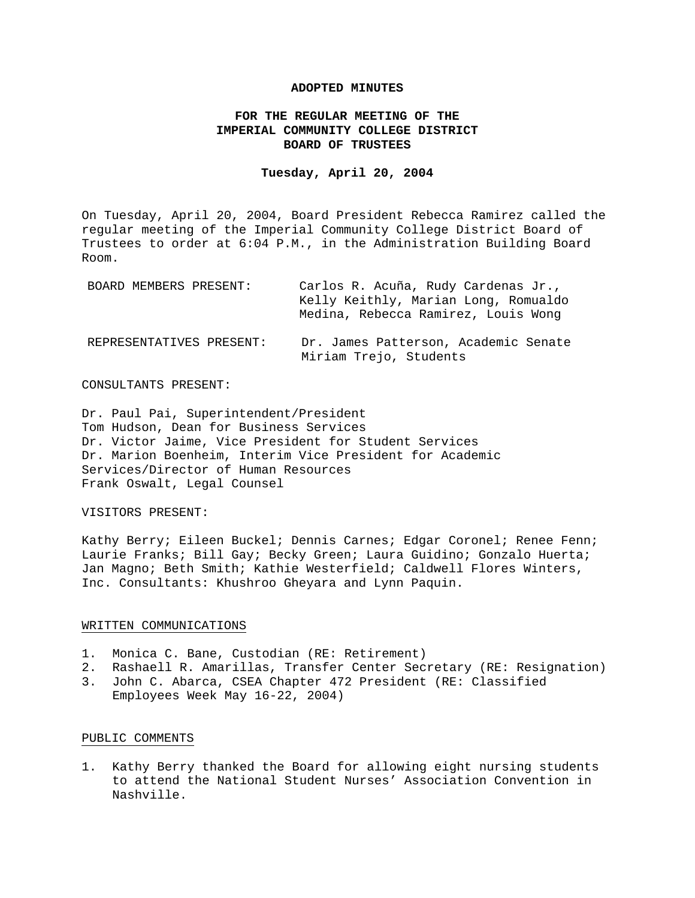# ADOPTED MINUTES

## FOR THE REGULAR MEETING OF THE IMPERIAL COMMUNITY COLLEGE DISTRICT BOARD OF TRUSTEES

**Tuesday, April 20, 2004**

On Tuesday, April 20, 2004, Board President Rebecca Ramirez called the regular meeting of the Imperial Community College District Board of Trustees to order at 6:04 P.M., in the Administration Building Board Room.

| | |
|---|---|
| BOARD MEMBERS PRESENT: | Carlos R. Acuña, Rudy Cardenas Jr., Kelly Keithly, Marian Long, Romualdo Medina, Rebecca Ramirez, Louis Wong |
| REPRESENTATIVES PRESENT: | Dr. James Patterson, Academic Senate<br>Miriam Trejo, Students |

CONSULTANTS PRESENT:

Dr. Paul Pai, Superintendent/President
Tom Hudson, Dean for Business Services
Dr. Victor Jaime, Vice President for Student Services
Dr. Marion Boenheim, Interim Vice President for Academic Services/Director of Human Resources
Frank Oswalt, Legal Counsel

VISITORS PRESENT:

Kathy Berry; Eileen Buckel; Dennis Carnes; Edgar Coronel; Renee Fenn; Laurie Franks; Bill Gay; Becky Green; Laura Guidino; Gonzalo Huerta; Jan Magno; Beth Smith; Kathie Westerfield; Caldwell Flores Winters, Inc. Consultants: Khushroo Gheyara and Lynn Paquin.

## WRITTEN COMMUNICATIONS

1. Monica C. Bane, Custodian (RE: Retirement)
2. Rashaell R. Amarillas, Transfer Center Secretary (RE: Resignation)
3. John C. Abarca, CSEA Chapter 472 President (RE: Classified Employees Week May 16-22, 2004)

## PUBLIC COMMENTS

1. Kathy Berry thanked the Board for allowing eight nursing students to attend the National Student Nurses' Association Convention in Nashville.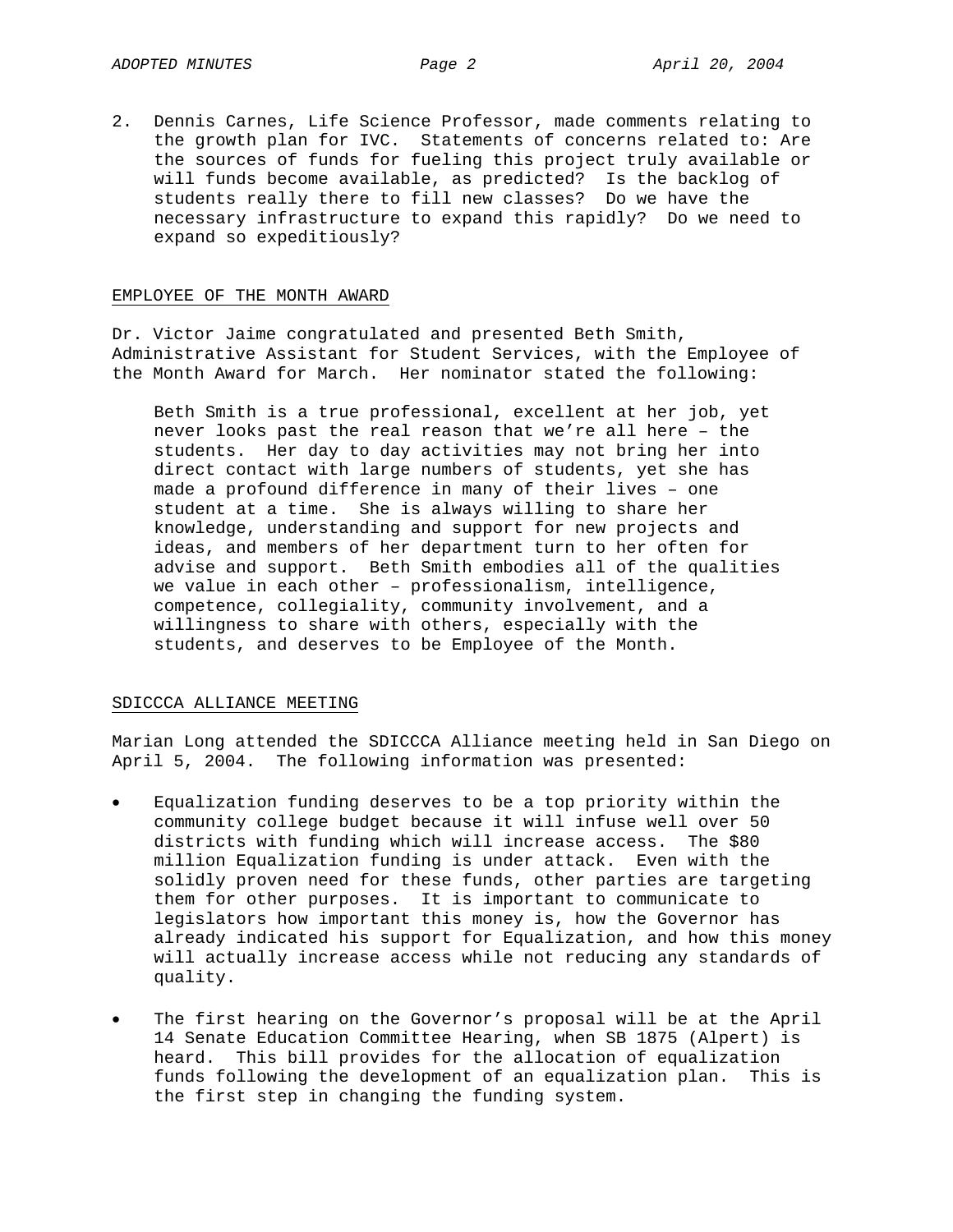2. Dennis Carnes, Life Science Professor, made comments relating to the growth plan for IVC. Statements of concerns related to: Are the sources of funds for fueling this project truly available or will funds become available, as predicted? Is the backlog of students really there to fill new classes? Do we have the necessary infrastructure to expand this rapidly? Do we need to expand so expeditiously?

## EMPLOYEE OF THE MONTH AWARD

Dr. Victor Jaime congratulated and presented Beth Smith, Administrative Assistant for Student Services, with the Employee of the Month Award for March. Her nominator stated the following:

> Beth Smith is a true professional, excellent at her job, yet never looks past the real reason that we're all here – the students. Her day to day activities may not bring her into direct contact with large numbers of students, yet she has made a profound difference in many of their lives – one student at a time. She is always willing to share her knowledge, understanding and support for new projects and ideas, and members of her department turn to her often for advise and support. Beth Smith embodies all of the qualities we value in each other – professionalism, intelligence, competence, collegiality, community involvement, and a willingness to share with others, especially with the students, and deserves to be Employee of the Month.

## SDICCCA ALLIANCE MEETING

Marian Long attended the SDICCCA Alliance meeting held in San Diego on April 5, 2004. The following information was presented:

- Equalization funding deserves to be a top priority within the community college budget because it will infuse well over 50 districts with funding which will increase access. The $80 million Equalization funding is under attack. Even with the solidly proven need for these funds, other parties are targeting them for other purposes. It is important to communicate to legislators how important this money is, how the Governor has already indicated his support for Equalization, and how this money will actually increase access while not reducing any standards of quality.

- The first hearing on the Governor's proposal will be at the April 14 Senate Education Committee Hearing, when SB 1875 (Alpert) is heard. This bill provides for the allocation of equalization funds following the development of an equalization plan. This is the first step in changing the funding system.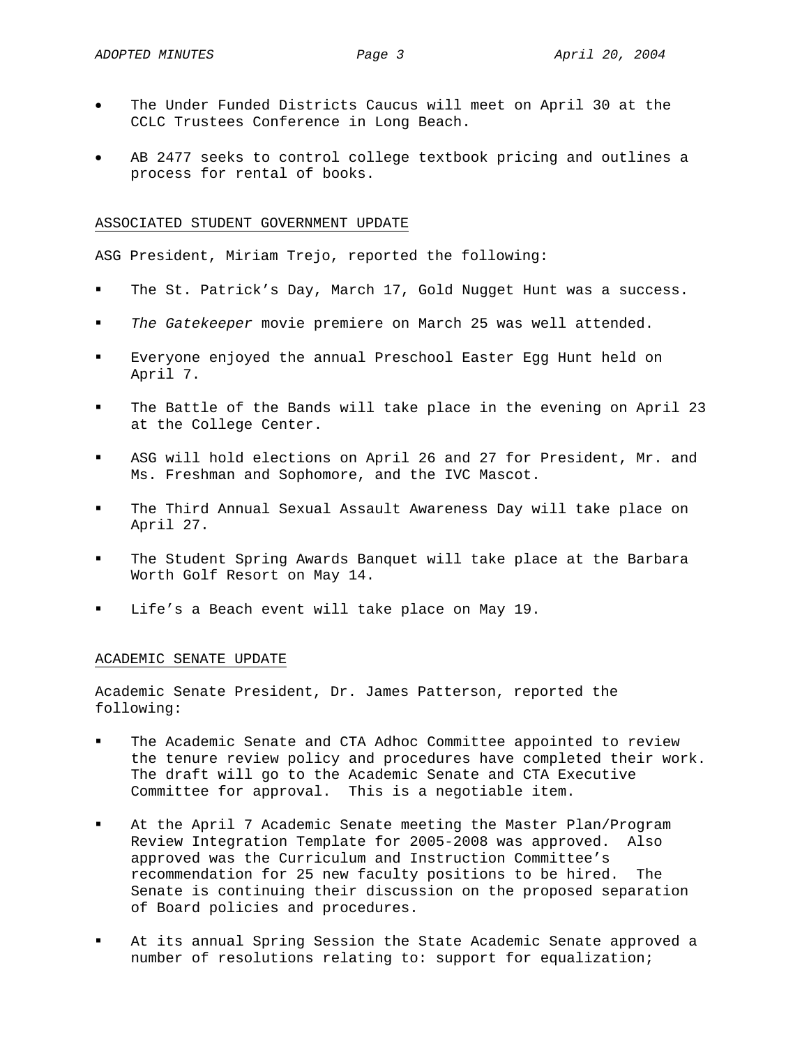- The Under Funded Districts Caucus will meet on April 30 at the CCLC Trustees Conference in Long Beach.

- AB 2477 seeks to control college textbook pricing and outlines a process for rental of books.

ASSOCIATED STUDENT GOVERNMENT UPDATE

ASG President, Miriam Trejo, reported the following:

- The St. Patrick's Day, March 17, Gold Nugget Hunt was a success.

- *The Gatekeeper* movie premiere on March 25 was well attended.

- Everyone enjoyed the annual Preschool Easter Egg Hunt held on April 7.

- The Battle of the Bands will take place in the evening on April 23 at the College Center.

- ASG will hold elections on April 26 and 27 for President, Mr. and Ms. Freshman and Sophomore, and the IVC Mascot.

- The Third Annual Sexual Assault Awareness Day will take place on April 27.

- The Student Spring Awards Banquet will take place at the Barbara Worth Golf Resort on May 14.

- Life's a Beach event will take place on May 19.

ACADEMIC SENATE UPDATE

Academic Senate President, Dr. James Patterson, reported the following:

- The Academic Senate and CTA Adhoc Committee appointed to review the tenure review policy and procedures have completed their work. The draft will go to the Academic Senate and CTA Executive Committee for approval. This is a negotiable item.

- At the April 7 Academic Senate meeting the Master Plan/Program Review Integration Template for 2005-2008 was approved. Also approved was the Curriculum and Instruction Committee's recommendation for 25 new faculty positions to be hired. The Senate is continuing their discussion on the proposed separation of Board policies and procedures.

- At its annual Spring Session the State Academic Senate approved a number of resolutions relating to: support for equalization;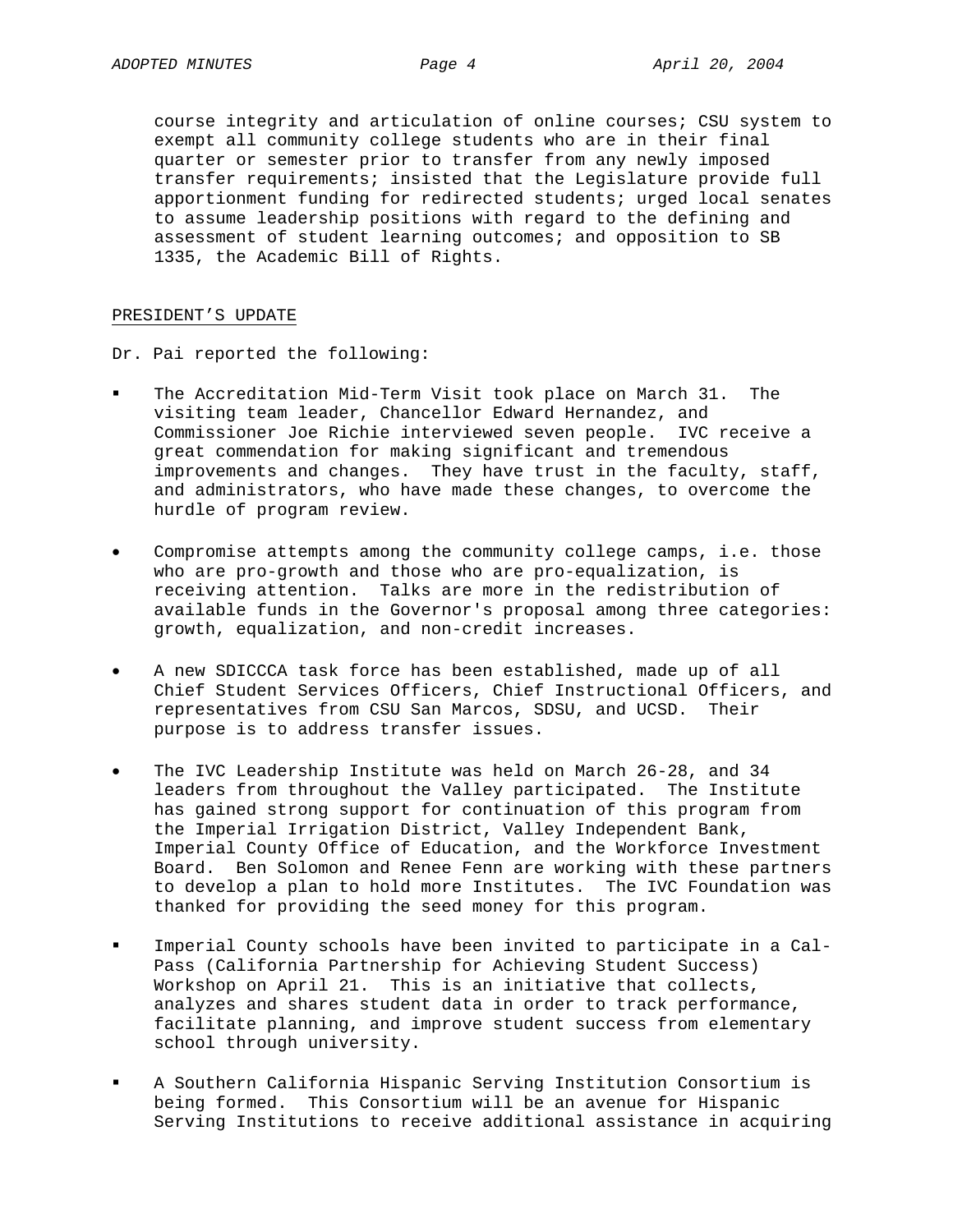course integrity and articulation of online courses; CSU system to exempt all community college students who are in their final quarter or semester prior to transfer from any newly imposed transfer requirements; insisted that the Legislature provide full apportionment funding for redirected students; urged local senates to assume leadership positions with regard to the defining and assessment of student learning outcomes; and opposition to SB 1335, the Academic Bill of Rights.

PRESIDENT'S UPDATE

Dr. Pai reported the following:

- The Accreditation Mid-Term Visit took place on March 31. The visiting team leader, Chancellor Edward Hernandez, and Commissioner Joe Richie interviewed seven people. IVC receive a great commendation for making significant and tremendous improvements and changes. They have trust in the faculty, staff, and administrators, who have made these changes, to overcome the hurdle of program review.

- Compromise attempts among the community college camps, i.e. those who are pro-growth and those who are pro-equalization, is receiving attention. Talks are more in the redistribution of available funds in the Governor's proposal among three categories: growth, equalization, and non-credit increases.

- A new SDICCCA task force has been established, made up of all Chief Student Services Officers, Chief Instructional Officers, and representatives from CSU San Marcos, SDSU, and UCSD. Their purpose is to address transfer issues.

- The IVC Leadership Institute was held on March 26-28, and 34 leaders from throughout the Valley participated. The Institute has gained strong support for continuation of this program from the Imperial Irrigation District, Valley Independent Bank, Imperial County Office of Education, and the Workforce Investment Board. Ben Solomon and Renee Fenn are working with these partners to develop a plan to hold more Institutes. The IVC Foundation was thanked for providing the seed money for this program.

- Imperial County schools have been invited to participate in a Cal-Pass (California Partnership for Achieving Student Success) Workshop on April 21. This is an initiative that collects, analyzes and shares student data in order to track performance, facilitate planning, and improve student success from elementary school through university.

- A Southern California Hispanic Serving Institution Consortium is being formed. This Consortium will be an avenue for Hispanic Serving Institutions to receive additional assistance in acquiring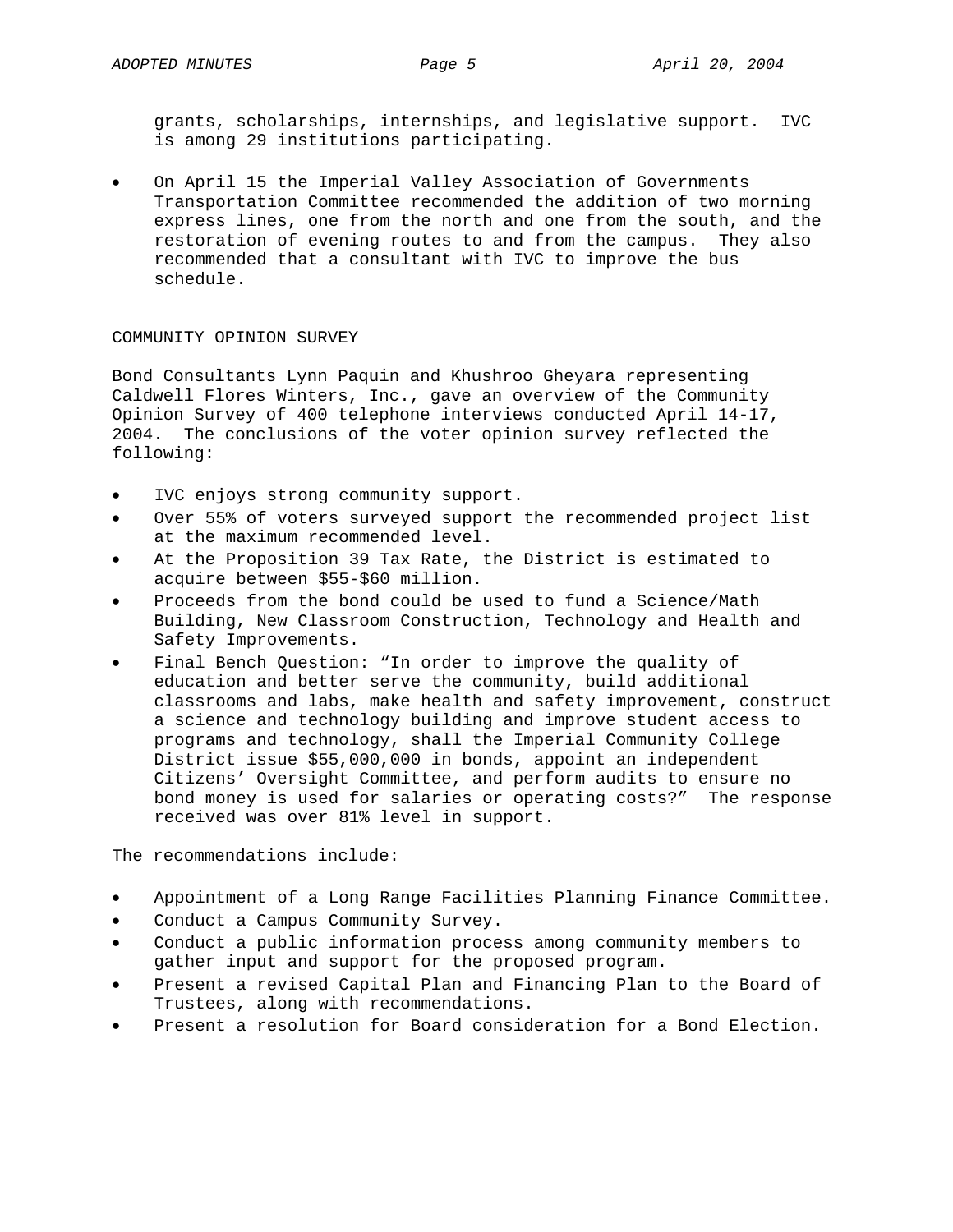grants, scholarships, internships, and legislative support. IVC is among 29 institutions participating.

- On April 15 the Imperial Valley Association of Governments Transportation Committee recommended the addition of two morning express lines, one from the north and one from the south, and the restoration of evening routes to and from the campus. They also recommended that a consultant with IVC to improve the bus schedule.

## COMMUNITY OPINION SURVEY

Bond Consultants Lynn Paquin and Khushroo Gheyara representing Caldwell Flores Winters, Inc., gave an overview of the Community Opinion Survey of 400 telephone interviews conducted April 14-17, 2004. The conclusions of the voter opinion survey reflected the following:

- IVC enjoys strong community support.
- Over 55% of voters surveyed support the recommended project list at the maximum recommended level.
- At the Proposition 39 Tax Rate, the District is estimated to acquire between $55-$60 million.
- Proceeds from the bond could be used to fund a Science/Math Building, New Classroom Construction, Technology and Health and Safety Improvements.
- Final Bench Question: "In order to improve the quality of education and better serve the community, build additional classrooms and labs, make health and safety improvement, construct a science and technology building and improve student access to programs and technology, shall the Imperial Community College District issue $55,000,000 in bonds, appoint an independent Citizens' Oversight Committee, and perform audits to ensure no bond money is used for salaries or operating costs?" The response received was over 81% level in support.

The recommendations include:

- Appointment of a Long Range Facilities Planning Finance Committee.
- Conduct a Campus Community Survey.
- Conduct a public information process among community members to gather input and support for the proposed program.
- Present a revised Capital Plan and Financing Plan to the Board of Trustees, along with recommendations.
- Present a resolution for Board consideration for a Bond Election.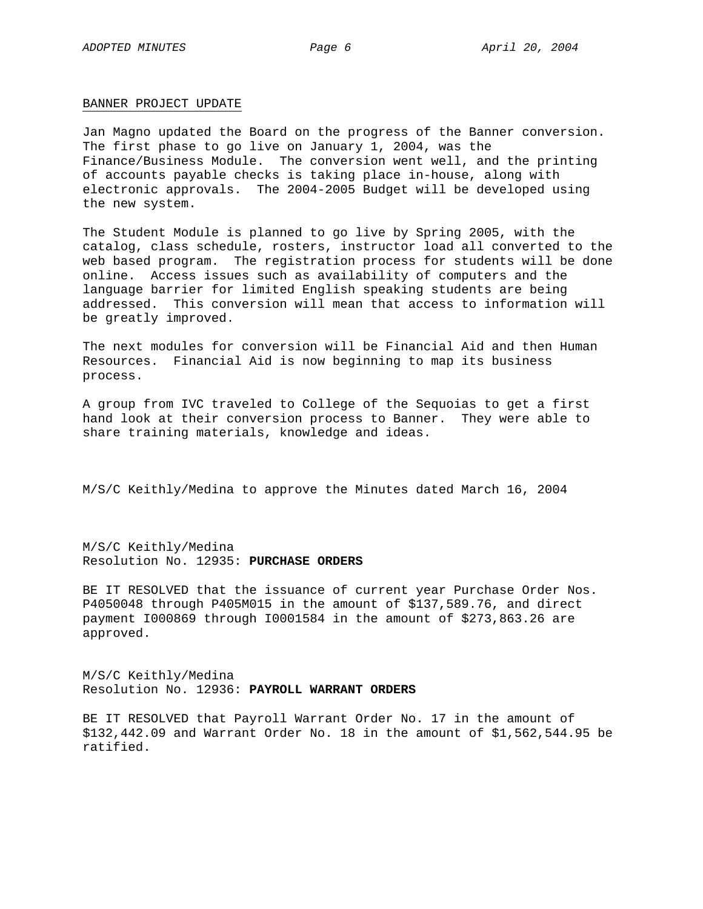## BANNER PROJECT UPDATE

Jan Magno updated the Board on the progress of the Banner conversion. The first phase to go live on January 1, 2004, was the Finance/Business Module. The conversion went well, and the printing of accounts payable checks is taking place in-house, along with electronic approvals. The 2004-2005 Budget will be developed using the new system.

The Student Module is planned to go live by Spring 2005, with the catalog, class schedule, rosters, instructor load all converted to the web based program. The registration process for students will be done online. Access issues such as availability of computers and the language barrier for limited English speaking students are being addressed. This conversion will mean that access to information will be greatly improved.

The next modules for conversion will be Financial Aid and then Human Resources. Financial Aid is now beginning to map its business process.

A group from IVC traveled to College of the Sequoias to get a first hand look at their conversion process to Banner. They were able to share training materials, knowledge and ideas.

M/S/C Keithly/Medina to approve the Minutes dated March 16, 2004

M/S/C Keithly/Medina
Resolution No. 12935: **PURCHASE ORDERS**

BE IT RESOLVED that the issuance of current year Purchase Order Nos. P4050048 through P405M015 in the amount of $137,589.76, and direct payment I000869 through I0001584 in the amount of $273,863.26 are approved.

M/S/C Keithly/Medina
Resolution No. 12936: **PAYROLL WARRANT ORDERS**

BE IT RESOLVED that Payroll Warrant Order No. 17 in the amount of $132,442.09 and Warrant Order No. 18 in the amount of $1,562,544.95 be ratified.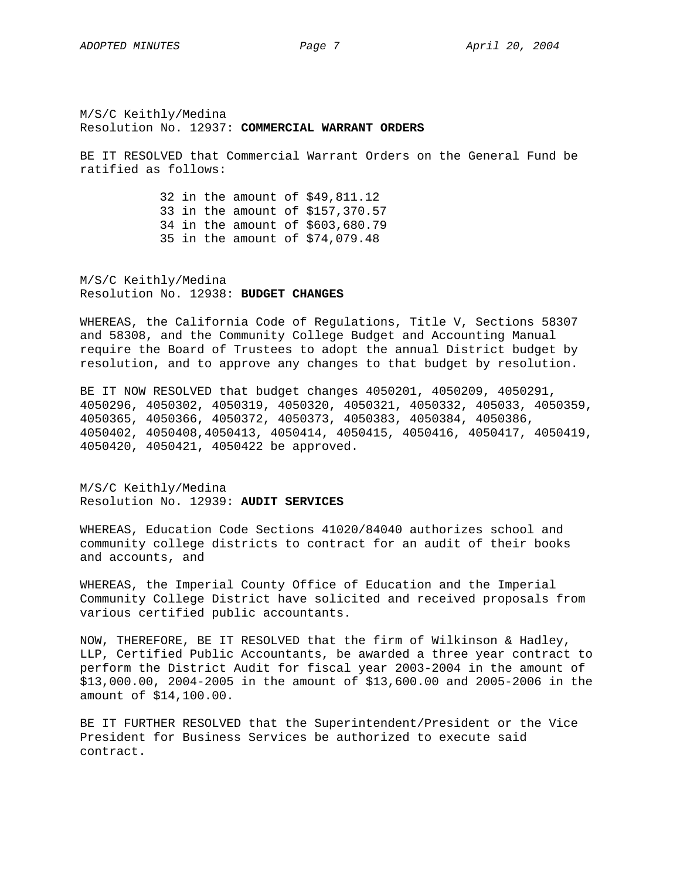M/S/C Keithly/Medina
Resolution No. 12937: **COMMERCIAL WARRANT ORDERS**

BE IT RESOLVED that Commercial Warrant Orders on the General Fund be ratified as follows:

32 in the amount of $49,811.12
33 in the amount of $157,370.57
34 in the amount of $603,680.79
35 in the amount of $74,079.48

M/S/C Keithly/Medina
Resolution No. 12938: **BUDGET CHANGES**

WHEREAS, the California Code of Regulations, Title V, Sections 58307 and 58308, and the Community College Budget and Accounting Manual require the Board of Trustees to adopt the annual District budget by resolution, and to approve any changes to that budget by resolution.

BE IT NOW RESOLVED that budget changes 4050201, 4050209, 4050291, 4050296, 4050302, 4050319, 4050320, 4050321, 4050332, 405033, 4050359, 4050365, 4050366, 4050372, 4050373, 4050383, 4050384, 4050386, 4050402, 4050408,4050413, 4050414, 4050415, 4050416, 4050417, 4050419, 4050420, 4050421, 4050422 be approved.

M/S/C Keithly/Medina
Resolution No. 12939: **AUDIT SERVICES**

WHEREAS, Education Code Sections 41020/84040 authorizes school and community college districts to contract for an audit of their books and accounts, and

WHEREAS, the Imperial County Office of Education and the Imperial Community College District have solicited and received proposals from various certified public accountants.

NOW, THEREFORE, BE IT RESOLVED that the firm of Wilkinson & Hadley, LLP, Certified Public Accountants, be awarded a three year contract to perform the District Audit for fiscal year 2003-2004 in the amount of $13,000.00, 2004-2005 in the amount of $13,600.00 and 2005-2006 in the amount of $14,100.00.

BE IT FURTHER RESOLVED that the Superintendent/President or the Vice President for Business Services be authorized to execute said contract.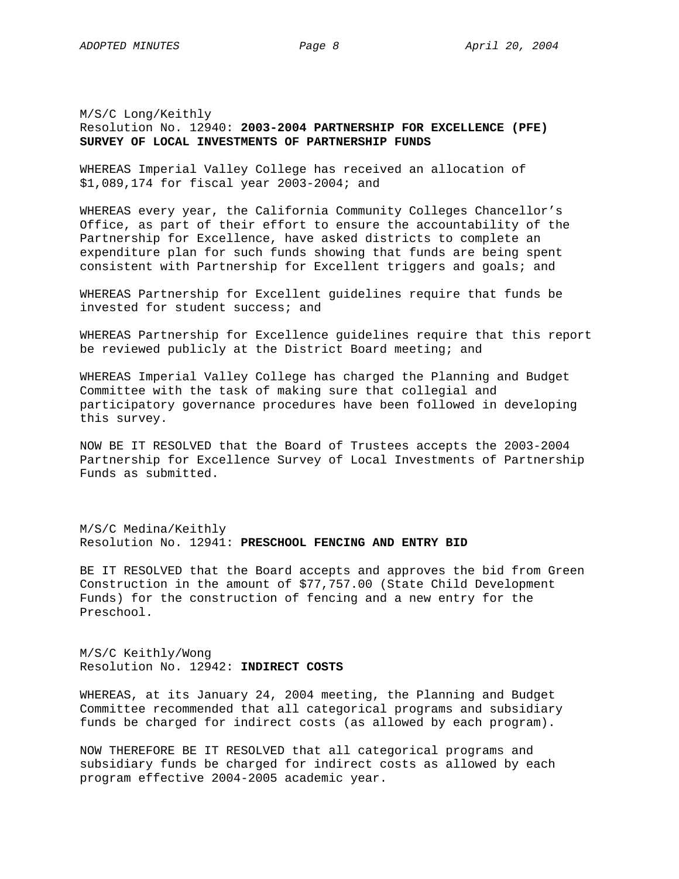M/S/C Long/Keithly
Resolution No. 12940: **2003-2004 PARTNERSHIP FOR EXCELLENCE (PFE) SURVEY OF LOCAL INVESTMENTS OF PARTNERSHIP FUNDS**

WHEREAS Imperial Valley College has received an allocation of $1,089,174 for fiscal year 2003-2004; and

WHEREAS every year, the California Community Colleges Chancellor's Office, as part of their effort to ensure the accountability of the Partnership for Excellence, have asked districts to complete an expenditure plan for such funds showing that funds are being spent consistent with Partnership for Excellent triggers and goals; and

WHEREAS Partnership for Excellent guidelines require that funds be invested for student success; and

WHEREAS Partnership for Excellence guidelines require that this report be reviewed publicly at the District Board meeting; and

WHEREAS Imperial Valley College has charged the Planning and Budget Committee with the task of making sure that collegial and participatory governance procedures have been followed in developing this survey.

NOW BE IT RESOLVED that the Board of Trustees accepts the 2003-2004 Partnership for Excellence Survey of Local Investments of Partnership Funds as submitted.

M/S/C Medina/Keithly
Resolution No. 12941: **PRESCHOOL FENCING AND ENTRY BID**

BE IT RESOLVED that the Board accepts and approves the bid from Green Construction in the amount of $77,757.00 (State Child Development Funds) for the construction of fencing and a new entry for the Preschool.

M/S/C Keithly/Wong
Resolution No. 12942: **INDIRECT COSTS**

WHEREAS, at its January 24, 2004 meeting, the Planning and Budget Committee recommended that all categorical programs and subsidiary funds be charged for indirect costs (as allowed by each program).

NOW THEREFORE BE IT RESOLVED that all categorical programs and subsidiary funds be charged for indirect costs as allowed by each program effective 2004-2005 academic year.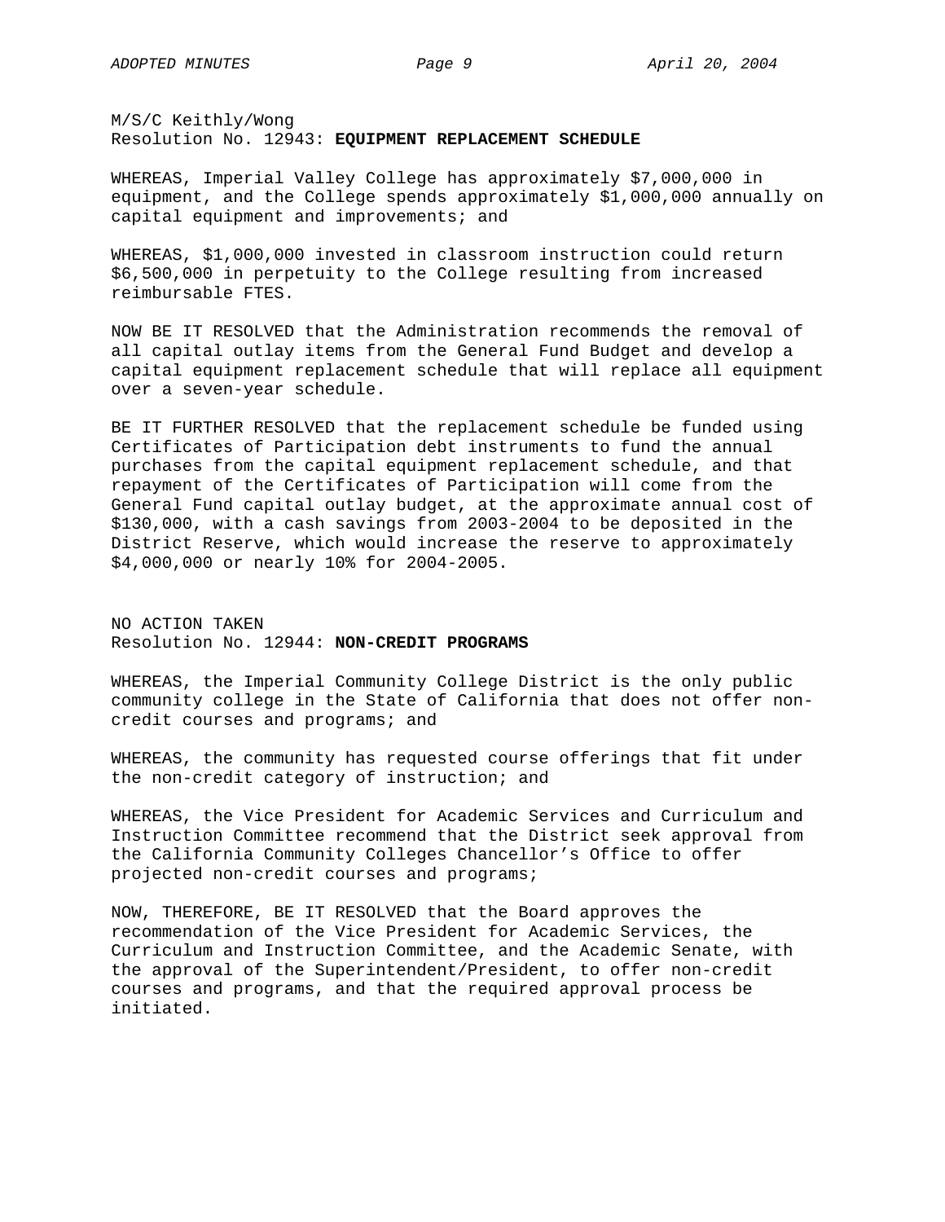M/S/C Keithly/Wong
Resolution No. 12943: **EQUIPMENT REPLACEMENT SCHEDULE**

WHEREAS, Imperial Valley College has approximately $7,000,000 in equipment, and the College spends approximately $1,000,000 annually on capital equipment and improvements; and

WHEREAS, $1,000,000 invested in classroom instruction could return $6,500,000 in perpetuity to the College resulting from increased reimbursable FTES.

NOW BE IT RESOLVED that the Administration recommends the removal of all capital outlay items from the General Fund Budget and develop a capital equipment replacement schedule that will replace all equipment over a seven-year schedule.

BE IT FURTHER RESOLVED that the replacement schedule be funded using Certificates of Participation debt instruments to fund the annual purchases from the capital equipment replacement schedule, and that repayment of the Certificates of Participation will come from the General Fund capital outlay budget, at the approximate annual cost of $130,000, with a cash savings from 2003-2004 to be deposited in the District Reserve, which would increase the reserve to approximately $4,000,000 or nearly 10% for 2004-2005.

NO ACTION TAKEN
Resolution No. 12944: **NON-CREDIT PROGRAMS**

WHEREAS, the Imperial Community College District is the only public community college in the State of California that does not offer non-credit courses and programs; and

WHEREAS, the community has requested course offerings that fit under the non-credit category of instruction; and

WHEREAS, the Vice President for Academic Services and Curriculum and Instruction Committee recommend that the District seek approval from the California Community Colleges Chancellor's Office to offer projected non-credit courses and programs;

NOW, THEREFORE, BE IT RESOLVED that the Board approves the recommendation of the Vice President for Academic Services, the Curriculum and Instruction Committee, and the Academic Senate, with the approval of the Superintendent/President, to offer non-credit courses and programs, and that the required approval process be initiated.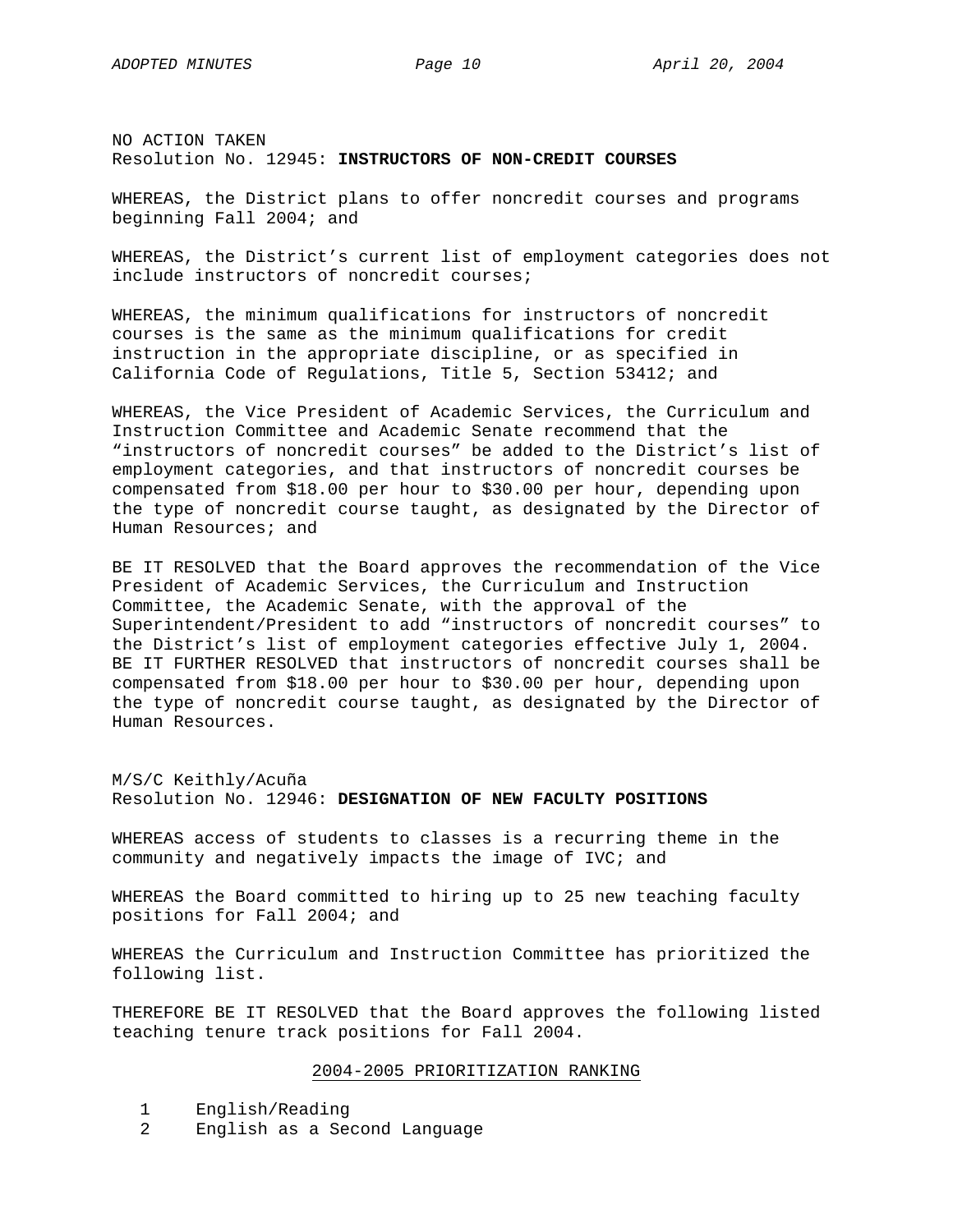NO ACTION TAKEN
Resolution No. 12945: **INSTRUCTORS OF NON-CREDIT COURSES**

WHEREAS, the District plans to offer noncredit courses and programs beginning Fall 2004; and

WHEREAS, the District's current list of employment categories does not include instructors of noncredit courses;

WHEREAS, the minimum qualifications for instructors of noncredit courses is the same as the minimum qualifications for credit instruction in the appropriate discipline, or as specified in California Code of Regulations, Title 5, Section 53412; and

WHEREAS, the Vice President of Academic Services, the Curriculum and Instruction Committee and Academic Senate recommend that the "instructors of noncredit courses" be added to the District's list of employment categories, and that instructors of noncredit courses be compensated from $18.00 per hour to $30.00 per hour, depending upon the type of noncredit course taught, as designated by the Director of Human Resources; and

BE IT RESOLVED that the Board approves the recommendation of the Vice President of Academic Services, the Curriculum and Instruction Committee, the Academic Senate, with the approval of the Superintendent/President to add "instructors of noncredit courses" to the District's list of employment categories effective July 1, 2004. BE IT FURTHER RESOLVED that instructors of noncredit courses shall be compensated from $18.00 per hour to $30.00 per hour, depending upon the type of noncredit course taught, as designated by the Director of Human Resources.

M/S/C Keithly/Acuña
Resolution No. 12946: **DESIGNATION OF NEW FACULTY POSITIONS**

WHEREAS access of students to classes is a recurring theme in the community and negatively impacts the image of IVC; and

WHEREAS the Board committed to hiring up to 25 new teaching faculty positions for Fall 2004; and

WHEREAS the Curriculum and Instruction Committee has prioritized the following list.

THEREFORE BE IT RESOLVED that the Board approves the following listed teaching tenure track positions for Fall 2004.

2004-2005 PRIORITIZATION RANKING

1 English/Reading
2 English as a Second Language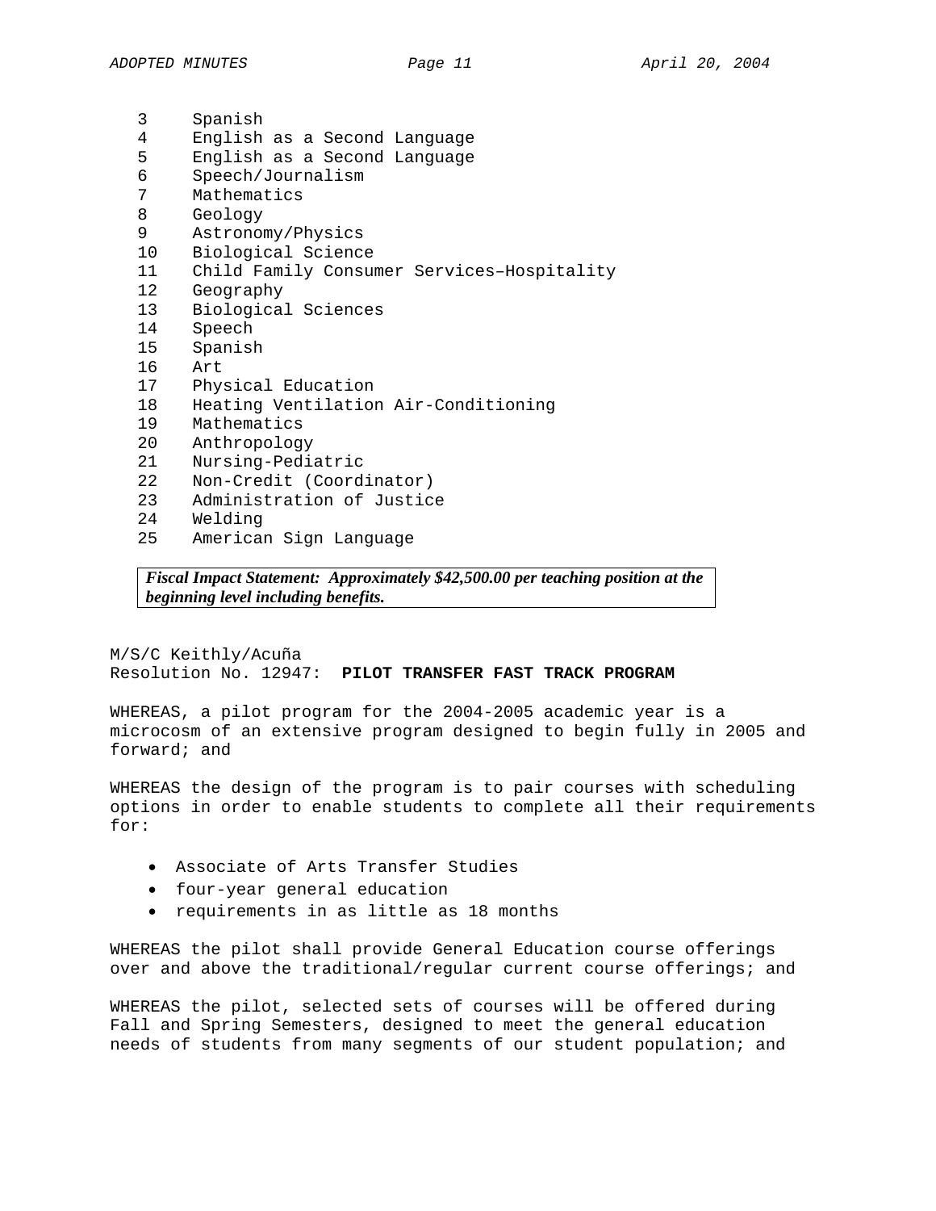| | |
|---|---|
| 3 | Spanish |
| 4 | English as a Second Language |
| 5 | English as a Second Language |
| 6 | Speech/Journalism |
| 7 | Mathematics |
| 8 | Geology |
| 9 | Astronomy/Physics |
| 10 | Biological Science |
| 11 | Child Family Consumer Services–Hospitality |
| 12 | Geography |
| 13 | Biological Sciences |
| 14 | Speech |
| 15 | Spanish |
| 16 | Art |
| 17 | Physical Education |
| 18 | Heating Ventilation Air-Conditioning |
| 19 | Mathematics |
| 20 | Anthropology |
| 21 | Nursing-Pediatric |
| 22 | Non-Credit (Coordinator) |
| 23 | Administration of Justice |
| 24 | Welding |
| 25 | American Sign Language |

***Fiscal Impact Statement: Approximately $42,500.00 per teaching position at the beginning level including benefits.***

M/S/C Keithly/Acuña
Resolution No. 12947: **PILOT TRANSFER FAST TRACK PROGRAM**

WHEREAS, a pilot program for the 2004-2005 academic year is a microcosm of an extensive program designed to begin fully in 2005 and forward; and

WHEREAS the design of the program is to pair courses with scheduling options in order to enable students to complete all their requirements for:

- Associate of Arts Transfer Studies
- four-year general education
- requirements in as little as 18 months

WHEREAS the pilot shall provide General Education course offerings over and above the traditional/regular current course offerings; and

WHEREAS the pilot, selected sets of courses will be offered during Fall and Spring Semesters, designed to meet the general education needs of students from many segments of our student population; and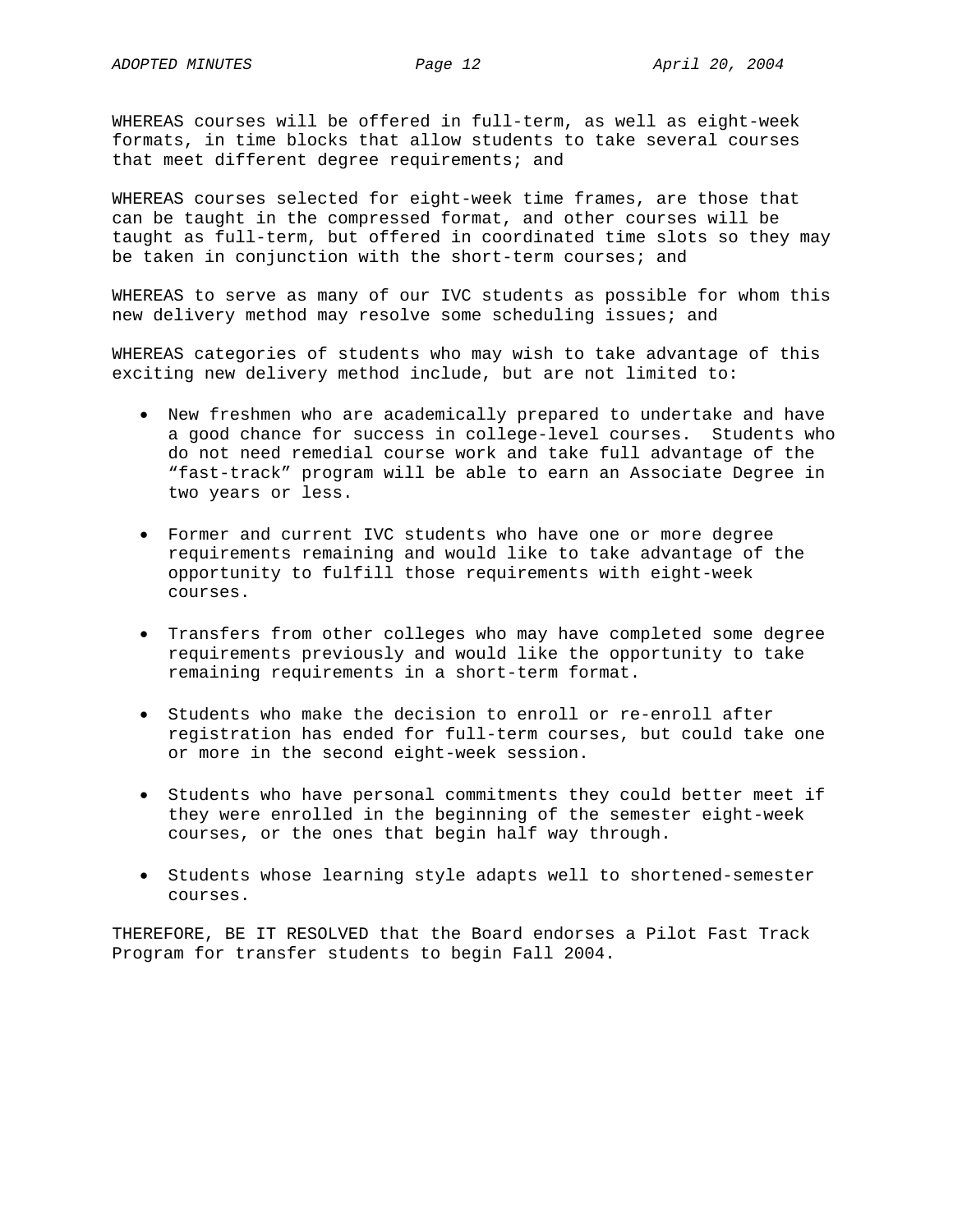WHEREAS courses will be offered in full-term, as well as eight-week formats, in time blocks that allow students to take several courses that meet different degree requirements; and

WHEREAS courses selected for eight-week time frames, are those that can be taught in the compressed format, and other courses will be taught as full-term, but offered in coordinated time slots so they may be taken in conjunction with the short-term courses; and

WHEREAS to serve as many of our IVC students as possible for whom this new delivery method may resolve some scheduling issues; and

WHEREAS categories of students who may wish to take advantage of this exciting new delivery method include, but are not limited to:

- New freshmen who are academically prepared to undertake and have a good chance for success in college-level courses. Students who do not need remedial course work and take full advantage of the "fast-track" program will be able to earn an Associate Degree in two years or less.
- Former and current IVC students who have one or more degree requirements remaining and would like to take advantage of the opportunity to fulfill those requirements with eight-week courses.
- Transfers from other colleges who may have completed some degree requirements previously and would like the opportunity to take remaining requirements in a short-term format.
- Students who make the decision to enroll or re-enroll after registration has ended for full-term courses, but could take one or more in the second eight-week session.
- Students who have personal commitments they could better meet if they were enrolled in the beginning of the semester eight-week courses, or the ones that begin half way through.
- Students whose learning style adapts well to shortened-semester courses.

THEREFORE, BE IT RESOLVED that the Board endorses a Pilot Fast Track Program for transfer students to begin Fall 2004.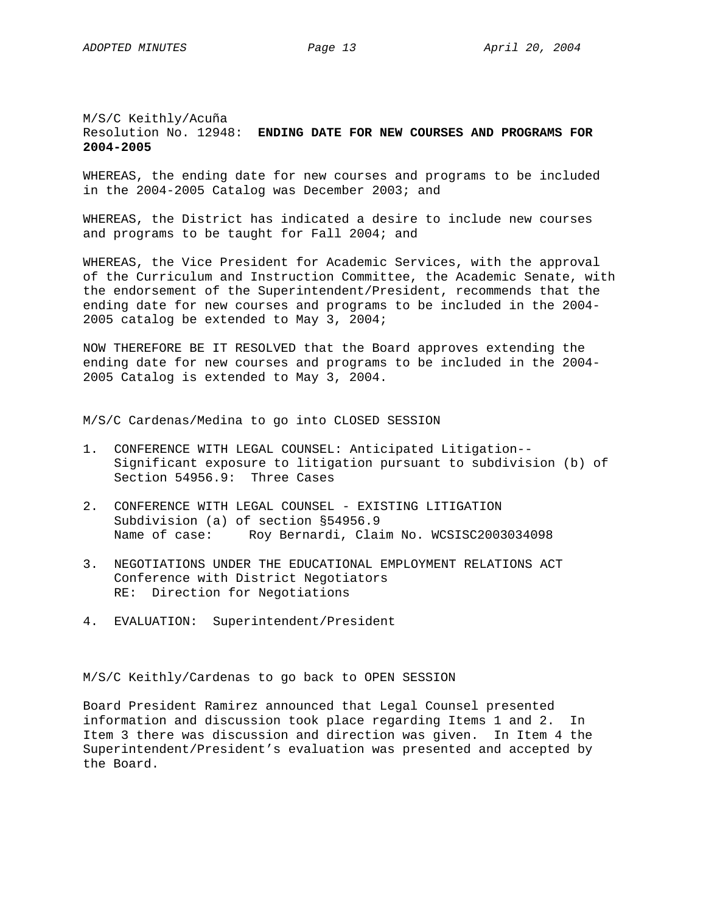M/S/C Keithly/Acuña
Resolution No. 12948: **ENDING DATE FOR NEW COURSES AND PROGRAMS FOR 2004-2005**

WHEREAS, the ending date for new courses and programs to be included in the 2004-2005 Catalog was December 2003; and

WHEREAS, the District has indicated a desire to include new courses and programs to be taught for Fall 2004; and

WHEREAS, the Vice President for Academic Services, with the approval of the Curriculum and Instruction Committee, the Academic Senate, with the endorsement of the Superintendent/President, recommends that the ending date for new courses and programs to be included in the 2004-2005 catalog be extended to May 3, 2004;

NOW THEREFORE BE IT RESOLVED that the Board approves extending the ending date for new courses and programs to be included in the 2004-2005 Catalog is extended to May 3, 2004.

M/S/C Cardenas/Medina to go into CLOSED SESSION

1. CONFERENCE WITH LEGAL COUNSEL: Anticipated Litigation-- Significant exposure to litigation pursuant to subdivision (b) of Section 54956.9: Three Cases

2. CONFERENCE WITH LEGAL COUNSEL - EXISTING LITIGATION
   Subdivision (a) of section §54956.9
   Name of case: Roy Bernardi, Claim No. WCSISC2003034098

3. NEGOTIATIONS UNDER THE EDUCATIONAL EMPLOYMENT RELATIONS ACT
   Conference with District Negotiators
   RE: Direction for Negotiations

4. EVALUATION: Superintendent/President

M/S/C Keithly/Cardenas to go back to OPEN SESSION

Board President Ramirez announced that Legal Counsel presented information and discussion took place regarding Items 1 and 2. In Item 3 there was discussion and direction was given. In Item 4 the Superintendent/President's evaluation was presented and accepted by the Board.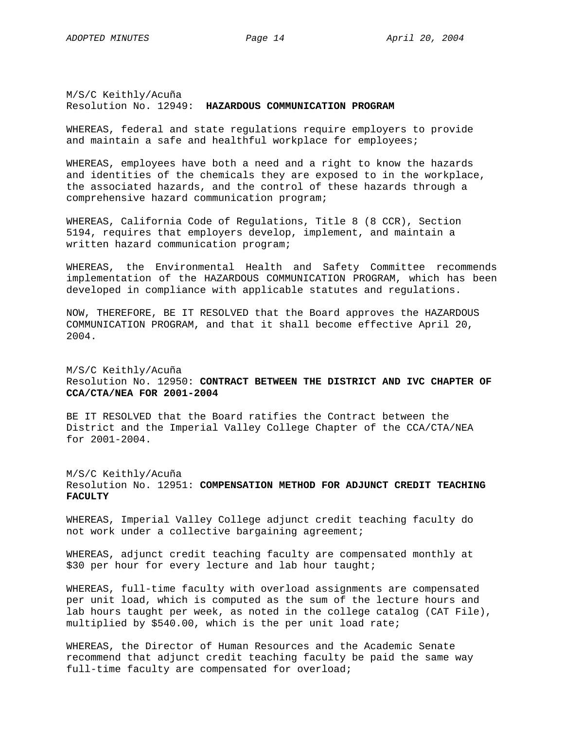M/S/C Keithly/Acuña
Resolution No. 12949: **HAZARDOUS COMMUNICATION PROGRAM**

WHEREAS, federal and state regulations require employers to provide and maintain a safe and healthful workplace for employees;

WHEREAS, employees have both a need and a right to know the hazards and identities of the chemicals they are exposed to in the workplace, the associated hazards, and the control of these hazards through a comprehensive hazard communication program;

WHEREAS, California Code of Regulations, Title 8 (8 CCR), Section 5194, requires that employers develop, implement, and maintain a written hazard communication program;

WHEREAS, the Environmental Health and Safety Committee recommends implementation of the HAZARDOUS COMMUNICATION PROGRAM, which has been developed in compliance with applicable statutes and regulations.

NOW, THEREFORE, BE IT RESOLVED that the Board approves the HAZARDOUS COMMUNICATION PROGRAM, and that it shall become effective April 20, 2004.

M/S/C Keithly/Acuña
Resolution No. 12950: **CONTRACT BETWEEN THE DISTRICT AND IVC CHAPTER OF CCA/CTA/NEA FOR 2001-2004**

BE IT RESOLVED that the Board ratifies the Contract between the District and the Imperial Valley College Chapter of the CCA/CTA/NEA for 2001-2004.

M/S/C Keithly/Acuña
Resolution No. 12951: **COMPENSATION METHOD FOR ADJUNCT CREDIT TEACHING FACULTY**

WHEREAS, Imperial Valley College adjunct credit teaching faculty do not work under a collective bargaining agreement;

WHEREAS, adjunct credit teaching faculty are compensated monthly at $30 per hour for every lecture and lab hour taught;

WHEREAS, full-time faculty with overload assignments are compensated per unit load, which is computed as the sum of the lecture hours and lab hours taught per week, as noted in the college catalog (CAT File), multiplied by $540.00, which is the per unit load rate;

WHEREAS, the Director of Human Resources and the Academic Senate recommend that adjunct credit teaching faculty be paid the same way full-time faculty are compensated for overload;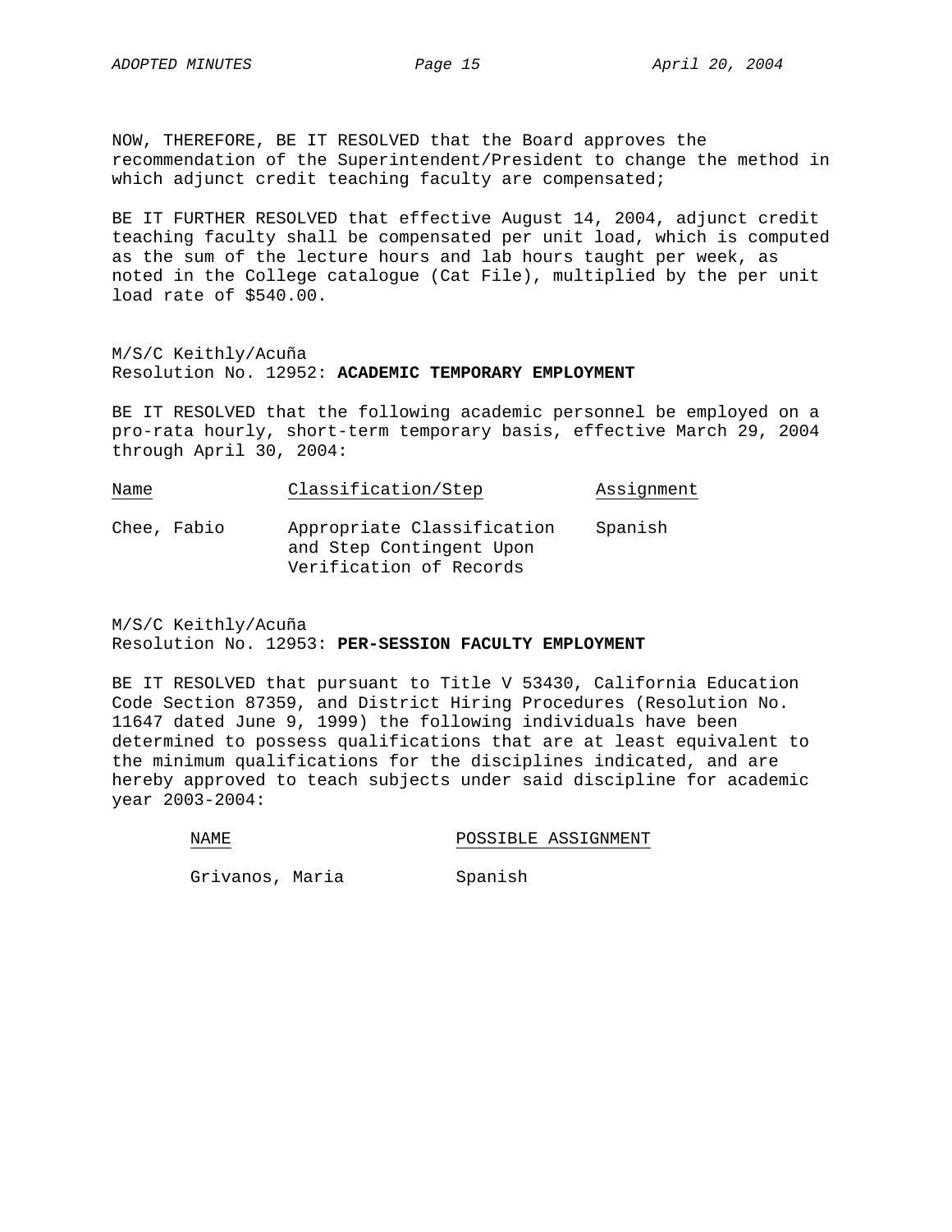NOW, THEREFORE, BE IT RESOLVED that the Board approves the recommendation of the Superintendent/President to change the method in which adjunct credit teaching faculty are compensated;

BE IT FURTHER RESOLVED that effective August 14, 2004, adjunct credit teaching faculty shall be compensated per unit load, which is computed as the sum of the lecture hours and lab hours taught per week, as noted in the College catalogue (Cat File), multiplied by the per unit load rate of $540.00.

M/S/C Keithly/Acuña
Resolution No. 12952: **ACADEMIC TEMPORARY EMPLOYMENT**

BE IT RESOLVED that the following academic personnel be employed on a pro-rata hourly, short-term temporary basis, effective March 29, 2004 through April 30, 2004:

| Name | Classification/Step | Assignment |
|---|---|---|
| Chee, Fabio | Appropriate Classification and Step Contingent Upon Verification of Records | Spanish |

M/S/C Keithly/Acuña
Resolution No. 12953: **PER-SESSION FACULTY EMPLOYMENT**

BE IT RESOLVED that pursuant to Title V 53430, California Education Code Section 87359, and District Hiring Procedures (Resolution No. 11647 dated June 9, 1999) the following individuals have been determined to possess qualifications that are at least equivalent to the minimum qualifications for the disciplines indicated, and are hereby approved to teach subjects under said discipline for academic year 2003-2004:

| NAME | POSSIBLE ASSIGNMENT |
|---|---|
| Grivanos, Maria | Spanish |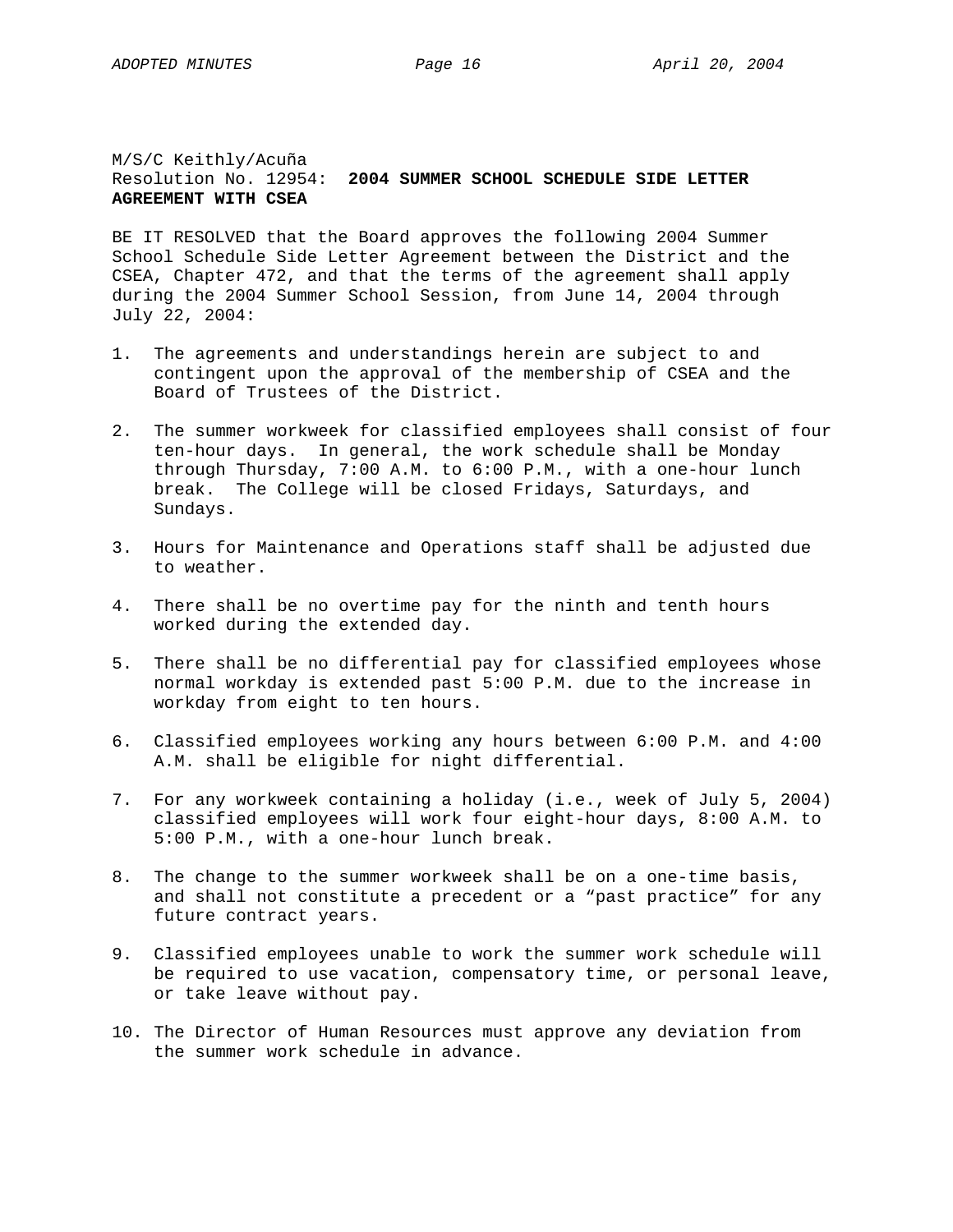M/S/C Keithly/Acuña
Resolution No. 12954: **2004 SUMMER SCHOOL SCHEDULE SIDE LETTER AGREEMENT WITH CSEA**

BE IT RESOLVED that the Board approves the following 2004 Summer School Schedule Side Letter Agreement between the District and the CSEA, Chapter 472, and that the terms of the agreement shall apply during the 2004 Summer School Session, from June 14, 2004 through July 22, 2004:

1. The agreements and understandings herein are subject to and contingent upon the approval of the membership of CSEA and the Board of Trustees of the District.

2. The summer workweek for classified employees shall consist of four ten-hour days. In general, the work schedule shall be Monday through Thursday, 7:00 A.M. to 6:00 P.M., with a one-hour lunch break. The College will be closed Fridays, Saturdays, and Sundays.

3. Hours for Maintenance and Operations staff shall be adjusted due to weather.

4. There shall be no overtime pay for the ninth and tenth hours worked during the extended day.

5. There shall be no differential pay for classified employees whose normal workday is extended past 5:00 P.M. due to the increase in workday from eight to ten hours.

6. Classified employees working any hours between 6:00 P.M. and 4:00 A.M. shall be eligible for night differential.

7. For any workweek containing a holiday (i.e., week of July 5, 2004) classified employees will work four eight-hour days, 8:00 A.M. to 5:00 P.M., with a one-hour lunch break.

8. The change to the summer workweek shall be on a one-time basis, and shall not constitute a precedent or a “past practice” for any future contract years.

9. Classified employees unable to work the summer work schedule will be required to use vacation, compensatory time, or personal leave, or take leave without pay.

10. The Director of Human Resources must approve any deviation from the summer work schedule in advance.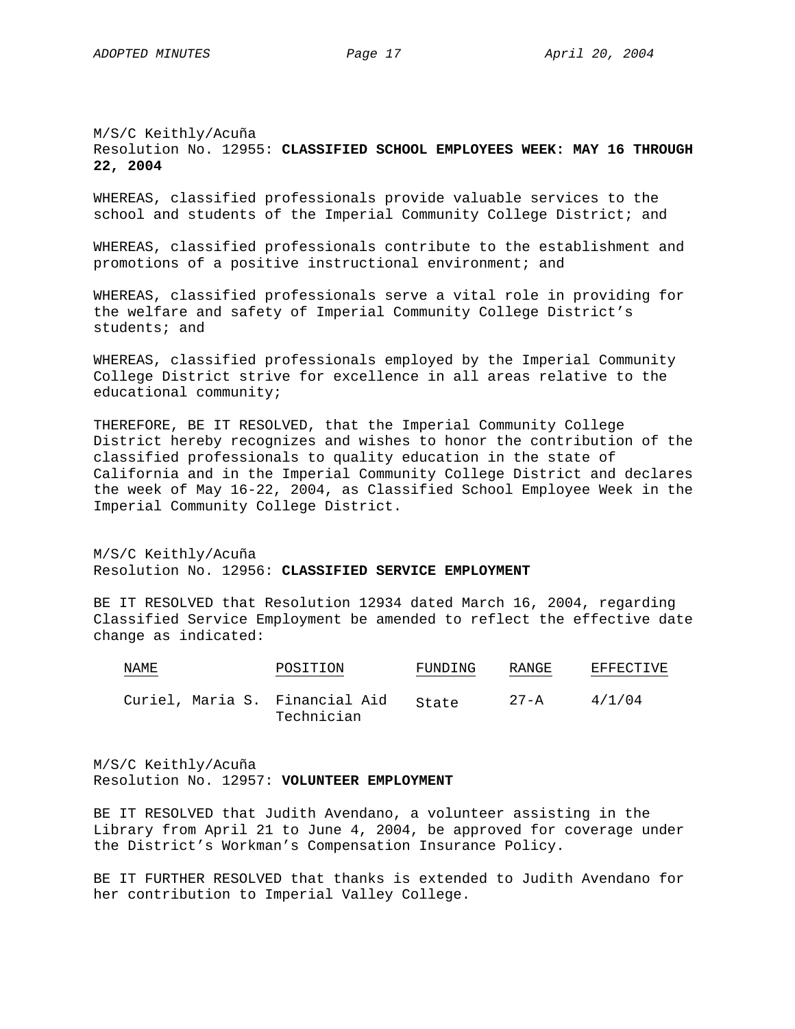M/S/C Keithly/Acuña
Resolution No. 12955: **CLASSIFIED SCHOOL EMPLOYEES WEEK: MAY 16 THROUGH 22, 2004**

WHEREAS, classified professionals provide valuable services to the school and students of the Imperial Community College District; and

WHEREAS, classified professionals contribute to the establishment and promotions of a positive instructional environment; and

WHEREAS, classified professionals serve a vital role in providing for the welfare and safety of Imperial Community College District's students; and

WHEREAS, classified professionals employed by the Imperial Community College District strive for excellence in all areas relative to the educational community;

THEREFORE, BE IT RESOLVED, that the Imperial Community College District hereby recognizes and wishes to honor the contribution of the classified professionals to quality education in the state of California and in the Imperial Community College District and declares the week of May 16-22, 2004, as Classified School Employee Week in the Imperial Community College District.

M/S/C Keithly/Acuña
Resolution No. 12956: **CLASSIFIED SERVICE EMPLOYMENT**

BE IT RESOLVED that Resolution 12934 dated March 16, 2004, regarding Classified Service Employment be amended to reflect the effective date change as indicated:

| NAME | POSITION | FUNDING | RANGE | EFFECTIVE |
|---|---|---|---|---|
| Curiel, Maria S. | Financial Aid Technician | State | 27-A | 4/1/04 |

M/S/C Keithly/Acuña
Resolution No. 12957: **VOLUNTEER EMPLOYMENT**

BE IT RESOLVED that Judith Avendano, a volunteer assisting in the Library from April 21 to June 4, 2004, be approved for coverage under the District's Workman's Compensation Insurance Policy.

BE IT FURTHER RESOLVED that thanks is extended to Judith Avendano for her contribution to Imperial Valley College.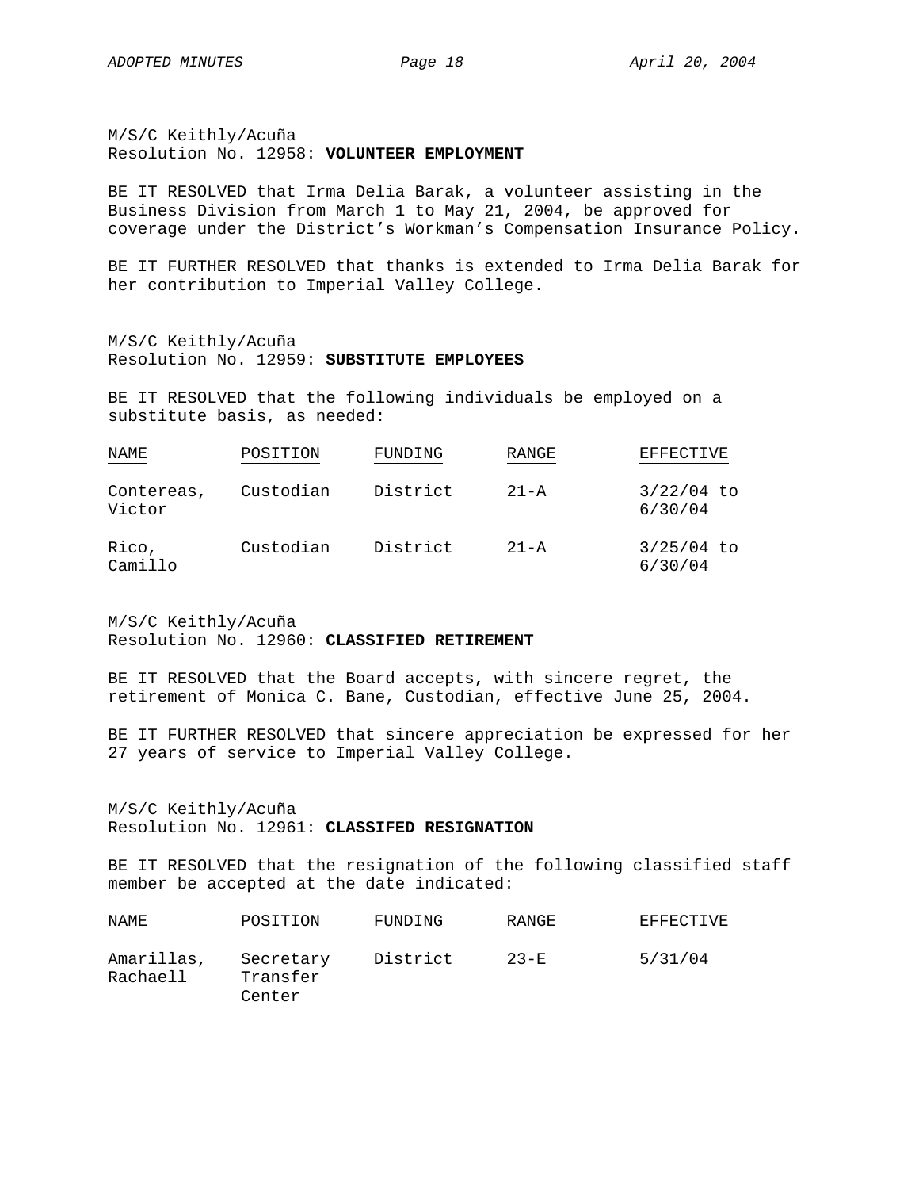M/S/C Keithly/Acuña
Resolution No. 12958: **VOLUNTEER EMPLOYMENT**

BE IT RESOLVED that Irma Delia Barak, a volunteer assisting in the Business Division from March 1 to May 21, 2004, be approved for coverage under the District's Workman's Compensation Insurance Policy.

BE IT FURTHER RESOLVED that thanks is extended to Irma Delia Barak for her contribution to Imperial Valley College.

M/S/C Keithly/Acuña
Resolution No. 12959: **SUBSTITUTE EMPLOYEES**

BE IT RESOLVED that the following individuals be employed on a substitute basis, as needed:

| NAME | POSITION | FUNDING | RANGE | EFFECTIVE |
|---|---|---|---|---|
| Contereas, Victor | Custodian | District | 21-A | 3/22/04 to 6/30/04 |
| Rico, Camillo | Custodian | District | 21-A | 3/25/04 to 6/30/04 |

M/S/C Keithly/Acuña
Resolution No. 12960: **CLASSIFIED RETIREMENT**

BE IT RESOLVED that the Board accepts, with sincere regret, the retirement of Monica C. Bane, Custodian, effective June 25, 2004.

BE IT FURTHER RESOLVED that sincere appreciation be expressed for her 27 years of service to Imperial Valley College.

M/S/C Keithly/Acuña
Resolution No. 12961: **CLASSIFED RESIGNATION**

BE IT RESOLVED that the resignation of the following classified staff member be accepted at the date indicated:

| NAME | POSITION | FUNDING | RANGE | EFFECTIVE |
|---|---|---|---|---|
| Amarillas, Rachaell | Secretary Transfer Center | District | 23-E | 5/31/04 |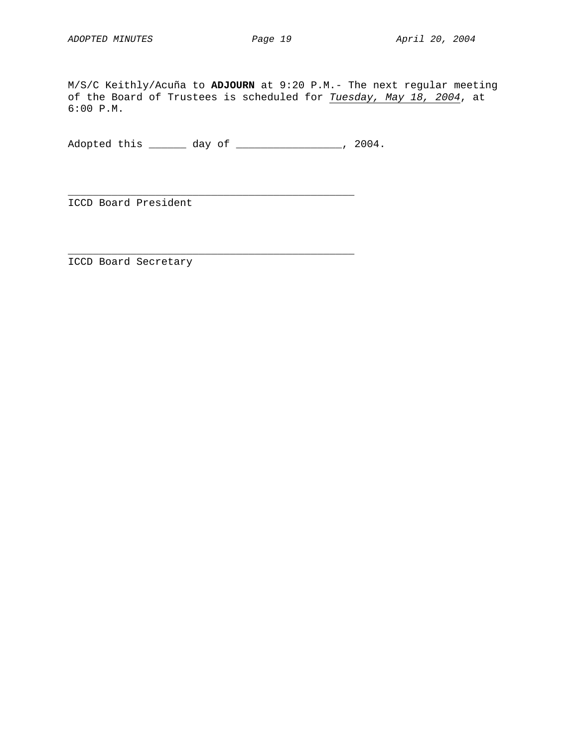M/S/C Keithly/Acuña to **ADJOURN** at 9:20 P.M.- The next regular meeting of the Board of Trustees is scheduled for *Tuesday, May 18, 2004*, at 6:00 P.M.

Adopted this ______ day of _________________, 2004.

______________________________________________
ICCD Board President

______________________________________________
ICCD Board Secretary